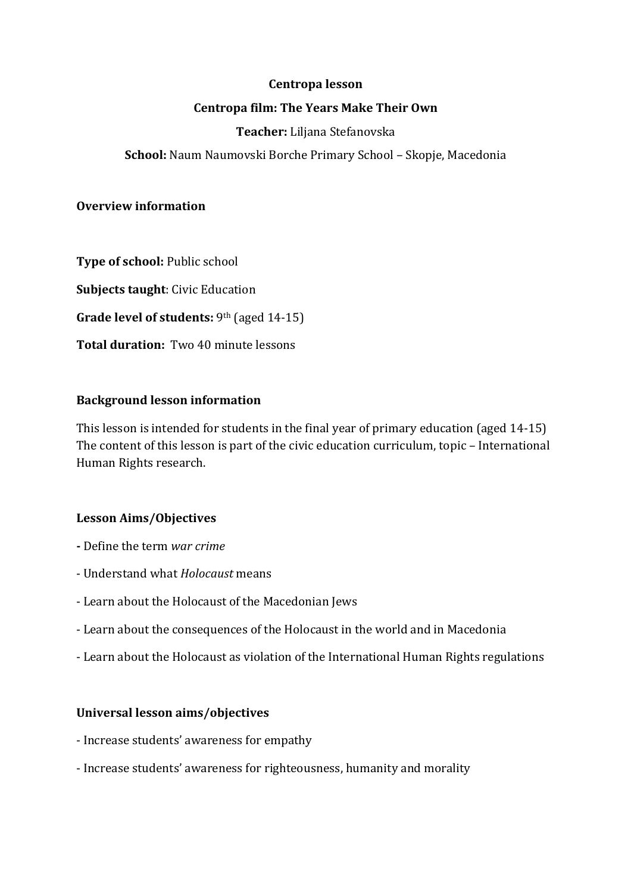**Centropa lesson**

**Centropa film: The Years Make Their Own**

**Teacher:** Liljana Stefanovska

**School:** Naum Naumovski Borche Primary School – Skopje, Macedonia

## Overview information

**Type of school:** Public school

**Subjects taught**: Civic Education

**Grade level of students:** 9th (aged 14-15)

**Total duration:** Two 40 minute lessons

## Background lesson information

This lesson is intended for students in the final year of primary education (aged 14-15) The content of this lesson is part of the civic education curriculum, topic – International Human Rights research.

## Lesson Aims/Objectives

- Define the term *war crime*
- Understand what *Holocaust* means
- Learn about the Holocaust of the Macedonian Jews
- Learn about the consequences of the Holocaust in the world and in Macedonia
- Learn about the Holocaust as violation of the International Human Rights regulations

## Universal lesson aims/objectives

- Increase students' awareness for empathy
- Increase students' awareness for righteousness, humanity and morality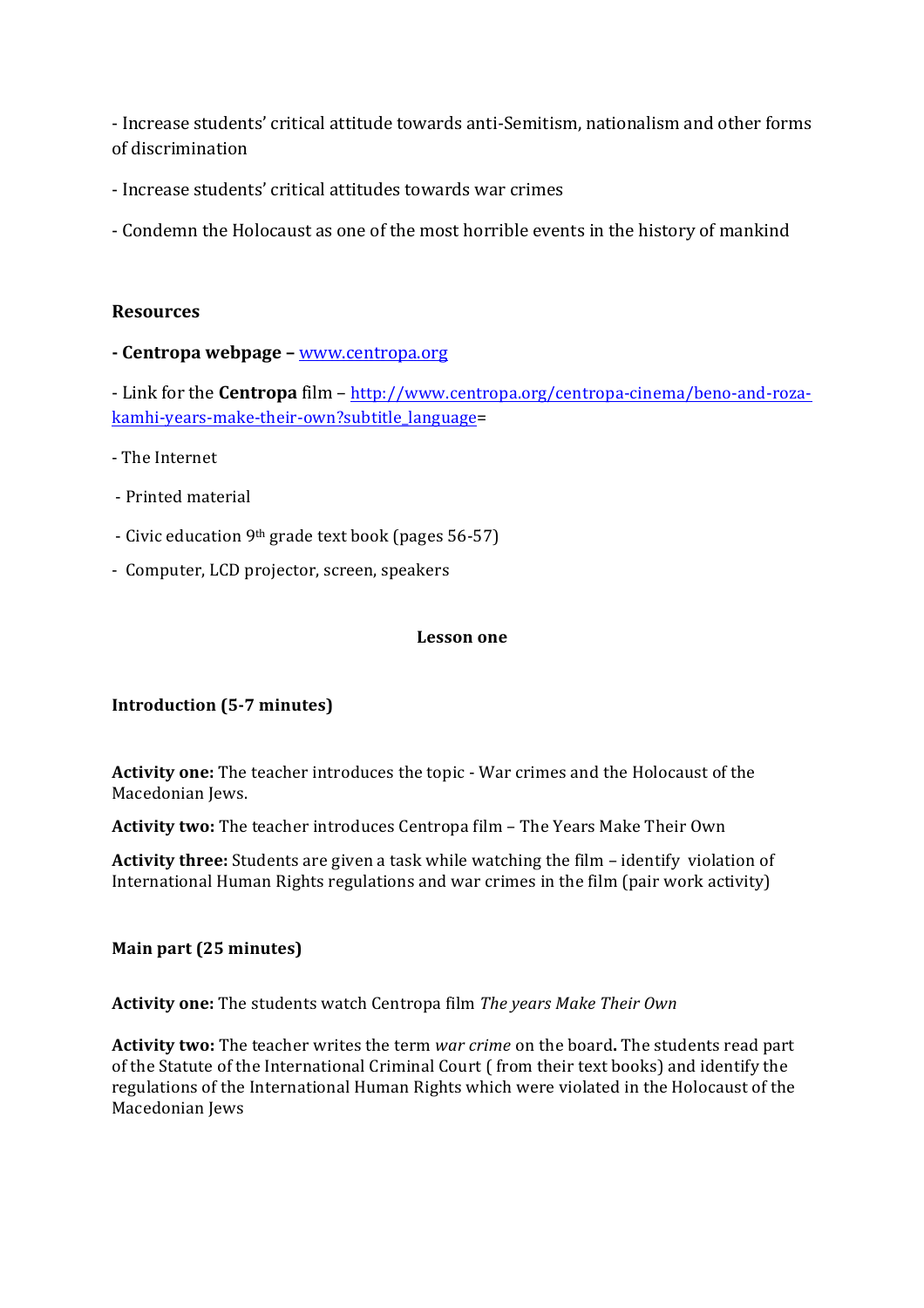- Increase students' critical attitude towards anti-Semitism, nationalism and other forms of discrimination

- Increase students' critical attitudes towards war crimes

- Condemn the Holocaust as one of the most horrible events in the history of mankind

**Resources**

**- Centropa webpage –** www.centropa.org

- Link for the **Centropa** film – http://www.centropa.org/centropa-cinema/beno-and-roza-kamhi-years-make-their-own?subtitle_language=

- The Internet

- Printed material

- Civic education 9th grade text book (pages 56-57)

- Computer, LCD projector, screen, speakers

**Lesson one**

**Introduction (5-7 minutes)**

**Activity one:** The teacher introduces the topic - War crimes and the Holocaust of the Macedonian Jews.

**Activity two:** The teacher introduces Centropa film – The Years Make Their Own

**Activity three:** Students are given a task while watching the film – identify violation of International Human Rights regulations and war crimes in the film (pair work activity)

**Main part (25 minutes)**

**Activity one:** The students watch Centropa film *The years Make Their Own*

**Activity two:** The teacher writes the term *war crime* on the board**.** The students read part of the Statute of the International Criminal Court ( from their text books) and identify the regulations of the International Human Rights which were violated in the Holocaust of the Macedonian Jews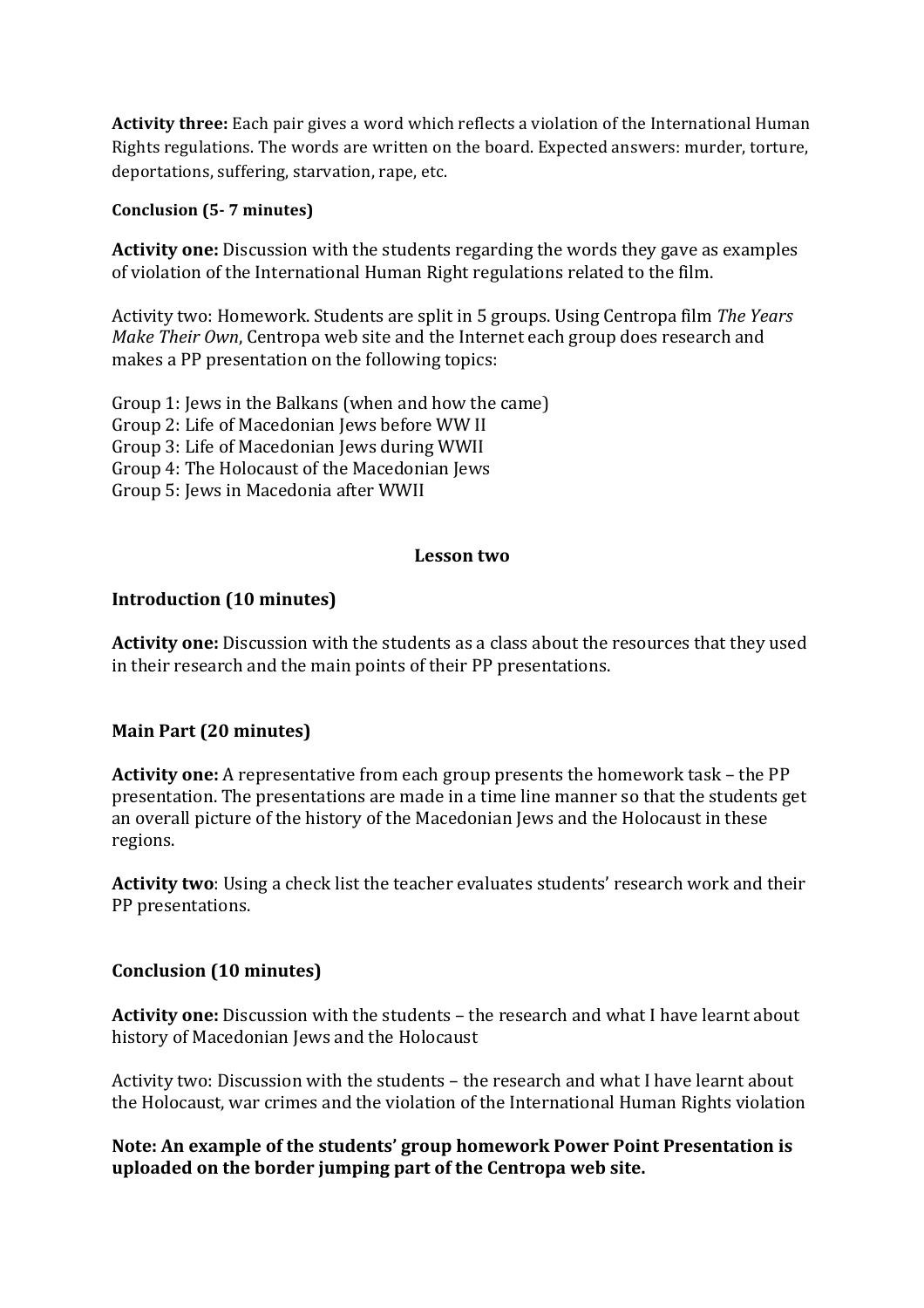**Activity three:** Each pair gives a word which reflects a violation of the International Human Rights regulations. The words are written on the board. Expected answers: murder, torture, deportations, suffering, starvation, rape, etc.

**Conclusion (5- 7 minutes)**

**Activity one:** Discussion with the students regarding the words they gave as examples of violation of the International Human Right regulations related to the film.

Activity two: Homework. Students are split in 5 groups. Using Centropa film *The Years Make Their Own*, Centropa web site and the Internet each group does research and makes a PP presentation on the following topics:

Group 1: Jews in the Balkans (when and how the came)
Group 2: Life of Macedonian Jews before WW II
Group 3: Life of Macedonian Jews during WWII
Group 4: The Holocaust of the Macedonian Jews
Group 5: Jews in Macedonia after WWII

## Lesson two

**Introduction (10 minutes)**

**Activity one:** Discussion with the students as a class about the resources that they used in their research and the main points of their PP presentations.

**Main Part (20 minutes)**

**Activity one:** A representative from each group presents the homework task – the PP presentation. The presentations are made in a time line manner so that the students get an overall picture of the history of the Macedonian Jews and the Holocaust in these regions.

**Activity two**: Using a check list the teacher evaluates students' research work and their PP presentations.

**Conclusion (10 minutes)**

**Activity one:** Discussion with the students – the research and what I have learnt about history of Macedonian Jews and the Holocaust

Activity two: Discussion with the students – the research and what I have learnt about the Holocaust, war crimes and the violation of the International Human Rights violation

**Note: An example of the students' group homework Power Point Presentation is uploaded on the border jumping part of the Centropa web site.**